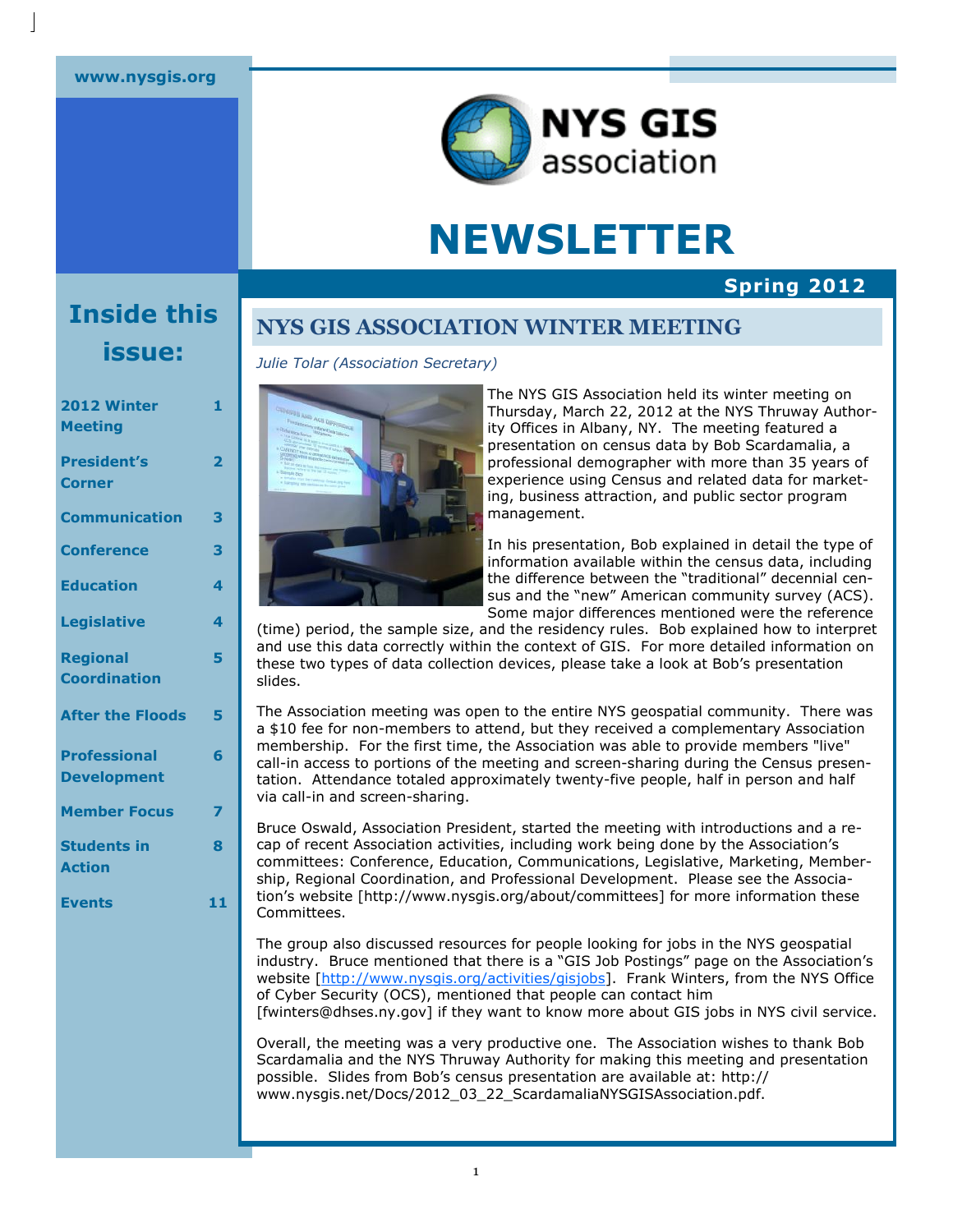www.nysgis.org

NYS GIS association

# NEWSLETTER

**Spring 2012**

## Inside this issue:

| | |
|---|---|
| 2012 Winter Meeting | 1 |
| President's Corner | 2 |
| Communication | 3 |
| Conference | 3 |
| Education | 4 |
| Legislative | 4 |
| Regional Coordination | 5 |
| After the Floods | 5 |
| Professional Development | 6 |
| Member Focus | 7 |
| Students in Action | 8 |
| Events | 11 |

## NYS GIS ASSOCIATION WINTER MEETING

*Julie Tolar (Association Secretary)*

The NYS GIS Association held its winter meeting on Thursday, March 22, 2012 at the NYS Thruway Authority Offices in Albany, NY. The meeting featured a presentation on census data by Bob Scardamalia, a professional demographer with more than 35 years of experience using Census and related data for marketing, business attraction, and public sector program management.

In his presentation, Bob explained in detail the type of information available within the census data, including the difference between the "traditional" decennial census and the "new" American community survey (ACS). Some major differences mentioned were the reference (time) period, the sample size, and the residency rules. Bob explained how to interpret and use this data correctly within the context of GIS. For more detailed information on these two types of data collection devices, please take a look at Bob's presentation slides.

The Association meeting was open to the entire NYS geospatial community. There was a $10 fee for non-members to attend, but they received a complementary Association membership. For the first time, the Association was able to provide members "live" call-in access to portions of the meeting and screen-sharing during the Census presentation. Attendance totaled approximately twenty-five people, half in person and half via call-in and screen-sharing.

Bruce Oswald, Association President, started the meeting with introductions and a recap of recent Association activities, including work being done by the Association's committees: Conference, Education, Communications, Legislative, Marketing, Membership, Regional Coordination, and Professional Development. Please see the Association's website [http://www.nysgis.org/about/committees] for more information these Committees.

The group also discussed resources for people looking for jobs in the NYS geospatial industry. Bruce mentioned that there is a "GIS Job Postings" page on the Association's website [http://www.nysgis.org/activities/gisjobs]. Frank Winters, from the NYS Office of Cyber Security (OCS), mentioned that people can contact him [fwinters@dhses.ny.gov] if they want to know more about GIS jobs in NYS civil service.

Overall, the meeting was a very productive one. The Association wishes to thank Bob Scardamalia and the NYS Thruway Authority for making this meeting and presentation possible. Slides from Bob's census presentation are available at: http://www.nysgis.net/Docs/2012_03_22_ScardamaliaNYSGISAssociation.pdf.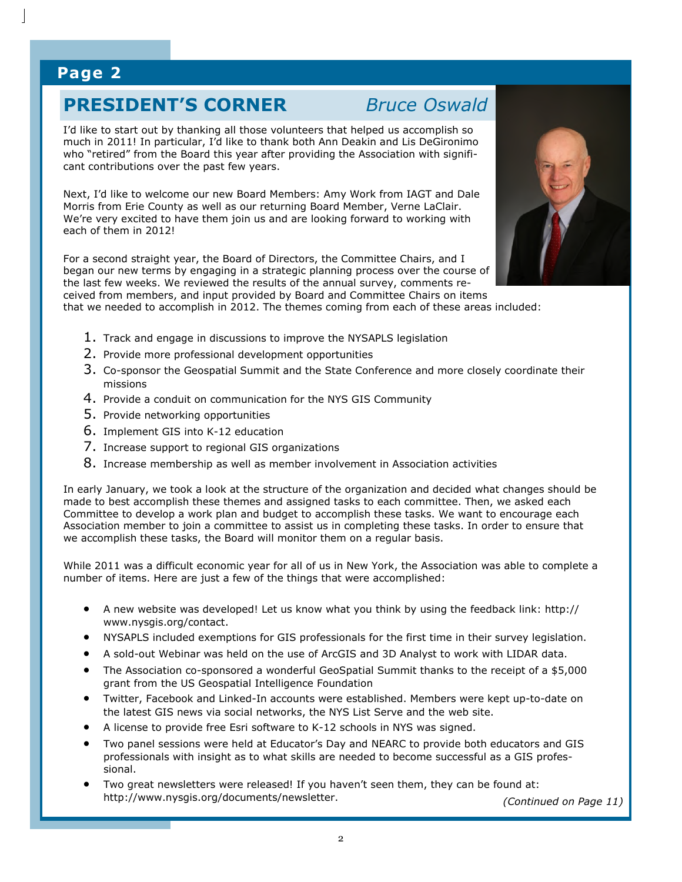## PRESIDENT'S CORNER *Bruce Oswald*

I'd like to start out by thanking all those volunteers that helped us accomplish so much in 2011! In particular, I'd like to thank both Ann Deakin and Lis DeGironimo who "retired" from the Board this year after providing the Association with significant contributions over the past few years.

Next, I'd like to welcome our new Board Members: Amy Work from IAGT and Dale Morris from Erie County as well as our returning Board Member, Verne LaClair. We're very excited to have them join us and are looking forward to working with each of them in 2012!

For a second straight year, the Board of Directors, the Committee Chairs, and I began our new terms by engaging in a strategic planning process over the course of the last few weeks. We reviewed the results of the annual survey, comments received from members, and input provided by Board and Committee Chairs on items that we needed to accomplish in 2012. The themes coming from each of these areas included:

1. Track and engage in discussions to improve the NYSAPLS legislation
2. Provide more professional development opportunities
3. Co-sponsor the Geospatial Summit and the State Conference and more closely coordinate their missions
4. Provide a conduit on communication for the NYS GIS Community
5. Provide networking opportunities
6. Implement GIS into K-12 education
7. Increase support to regional GIS organizations
8. Increase membership as well as member involvement in Association activities

In early January, we took a look at the structure of the organization and decided what changes should be made to best accomplish these themes and assigned tasks to each committee. Then, we asked each Committee to develop a work plan and budget to accomplish these tasks. We want to encourage each Association member to join a committee to assist us in completing these tasks. In order to ensure that we accomplish these tasks, the Board will monitor them on a regular basis.

While 2011 was a difficult economic year for all of us in New York, the Association was able to complete a number of items. Here are just a few of the things that were accomplished:

- A new website was developed! Let us know what you think by using the feedback link: http://www.nysgis.org/contact.
- NYSAPLS included exemptions for GIS professionals for the first time in their survey legislation.
- A sold-out Webinar was held on the use of ArcGIS and 3D Analyst to work with LIDAR data.
- The Association co-sponsored a wonderful GeoSpatial Summit thanks to the receipt of a $5,000 grant from the US Geospatial Intelligence Foundation
- Twitter, Facebook and Linked-In accounts were established. Members were kept up-to-date on the latest GIS news via social networks, the NYS List Serve and the web site.
- A license to provide free Esri software to K-12 schools in NYS was signed.
- Two panel sessions were held at Educator's Day and NEARC to provide both educators and GIS professionals with insight as to what skills are needed to become successful as a GIS professional.
- Two great newsletters were released! If you haven't seen them, they can be found at: http://www.nysgis.org/documents/newsletter.

*(Continued on Page 11)*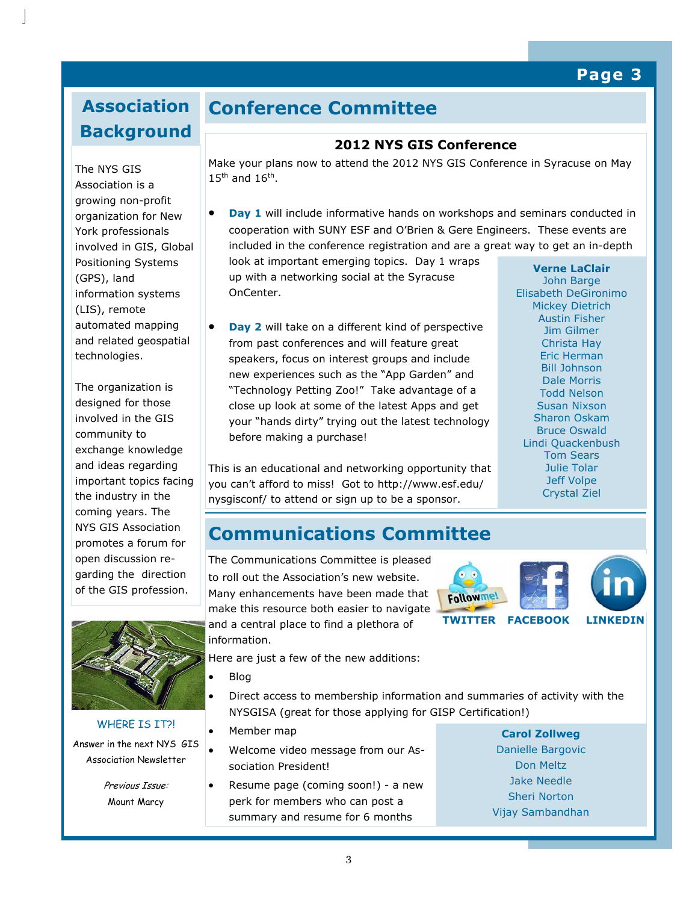## Association Background

The NYS GIS Association is a growing non-profit organization for New York professionals involved in GIS, Global Positioning Systems (GPS), land information systems (LIS), remote automated mapping and related geospatial technologies.

The organization is designed for those involved in the GIS community to exchange knowledge and ideas regarding important topics facing the industry in the coming years. The NYS GIS Association promotes a forum for open discussion regarding the direction of the GIS profession.

WHERE IS IT?!

Answer in the next NYS GIS Association Newsletter

*Previous Issue:*

Mount Marcy

## Conference Committee

### 2012 NYS GIS Conference

Make your plans now to attend the 2012 NYS GIS Conference in Syracuse on May 15th and 16th.

- **Day 1** will include informative hands on workshops and seminars conducted in cooperation with SUNY ESF and O'Brien & Gere Engineers. These events are included in the conference registration and are a great way to get an in-depth look at important emerging topics. Day 1 wraps up with a networking social at the Syracuse OnCenter.
- **Day 2** will take on a different kind of perspective from past conferences and will feature great speakers, focus on interest groups and include new experiences such as the "App Garden" and "Technology Petting Zoo!" Take advantage of a close up look at some of the latest Apps and get your "hands dirty" trying out the latest technology before making a purchase!

This is an educational and networking opportunity that you can't afford to miss! Got to http://www.esf.edu/nysgisconf/ to attend or sign up to be a sponsor.

**Verne LaClair**
John Barge
Elisabeth DeGironimo
Mickey Dietrich
Austin Fisher
Jim Gilmer
Christa Hay
Eric Herman
Bill Johnson
Dale Morris
Todd Nelson
Susan Nixson
Sharon Oskam
Bruce Oswald
Lindi Quackenbush
Tom Sears
Julie Tolar
Jeff Volpe
Crystal Ziel

## Communications Committee

The Communications Committee is pleased to roll out the Association's new website. Many enhancements have been made that make this resource both easier to navigate and a central place to find a plethora of information.

TWITTER FACEBOOK LINKEDIN

Here are just a few of the new additions:

- Blog
- Direct access to membership information and summaries of activity with the NYSGISA (great for those applying for GISP Certification!)
- Member map
- Welcome video message from our Association President!
- Resume page (coming soon!) - a new perk for members who can post a summary and resume for 6 months

**Carol Zollweg**
Danielle Bargovic
Don Meltz
Jake Needle
Sheri Norton
Vijay Sambandhan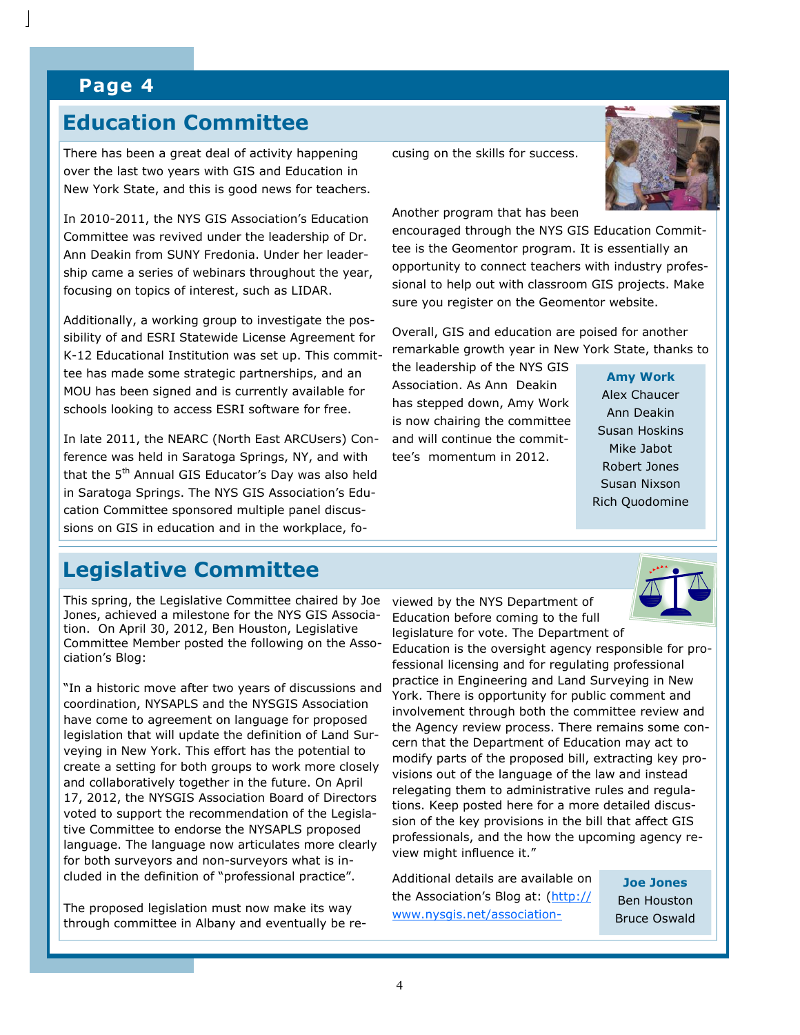## Education Committee

There has been a great deal of activity happening over the last two years with GIS and Education in New York State, and this is good news for teachers.

In 2010-2011, the NYS GIS Association's Education Committee was revived under the leadership of Dr. Ann Deakin from SUNY Fredonia. Under her leadership came a series of webinars throughout the year, focusing on topics of interest, such as LIDAR.

Additionally, a working group to investigate the possibility of and ESRI Statewide License Agreement for K-12 Educational Institution was set up. This committee has made some strategic partnerships, and an MOU has been signed and is currently available for schools looking to access ESRI software for free.

In late 2011, the NEARC (North East ARCUsers) Conference was held in Saratoga Springs, NY, and with that the 5th Annual GIS Educator's Day was also held in Saratoga Springs. The NYS GIS Association's Education Committee sponsored multiple panel discussions on GIS in education and in the workplace, focusing on the skills for success.

Another program that has been encouraged through the NYS GIS Education Committee is the Geomentor program. It is essentially an opportunity to connect teachers with industry professional to help out with classroom GIS projects. Make sure you register on the Geomentor website.

Overall, GIS and education are poised for another remarkable growth year in New York State, thanks to the leadership of the NYS GIS Association. As Ann Deakin has stepped down, Amy Work is now chairing the committee and will continue the committee's momentum in 2012.

**Amy Work**
Alex Chaucer
Ann Deakin
Susan Hoskins
Mike Jabot
Robert Jones
Susan Nixson
Rich Quodomine

## Legislative Committee

This spring, the Legislative Committee chaired by Joe Jones, achieved a milestone for the NYS GIS Association. On April 30, 2012, Ben Houston, Legislative Committee Member posted the following on the Association's Blog:

"In a historic move after two years of discussions and coordination, NYSAPLS and the NYSGIS Association have come to agreement on language for proposed legislation that will update the definition of Land Surveying in New York. This effort has the potential to create a setting for both groups to work more closely and collaboratively together in the future. On April 17, 2012, the NYSGIS Association Board of Directors voted to support the recommendation of the Legislative Committee to endorse the NYSAPLS proposed language. The language now articulates more clearly for both surveyors and non-surveyors what is included in the definition of "professional practice".

The proposed legislation must now make its way through committee in Albany and eventually be reviewed by the NYS Department of Education before coming to the full legislature for vote. The Department of Education is the oversight agency responsible for professional licensing and for regulating professional practice in Engineering and Land Surveying in New York. There is opportunity for public comment and involvement through both the committee review and the Agency review process. There remains some concern that the Department of Education may act to modify parts of the proposed bill, extracting key provisions out of the language of the law and instead relegating them to administrative rules and regulations. Keep posted here for a more detailed discussion of the key provisions in the bill that affect GIS professionals, and the how the upcoming agency review might influence it."

Additional details are available on the Association's Blog at: (http://www.nysgis.net/association-

**Joe Jones**
Ben Houston
Bruce Oswald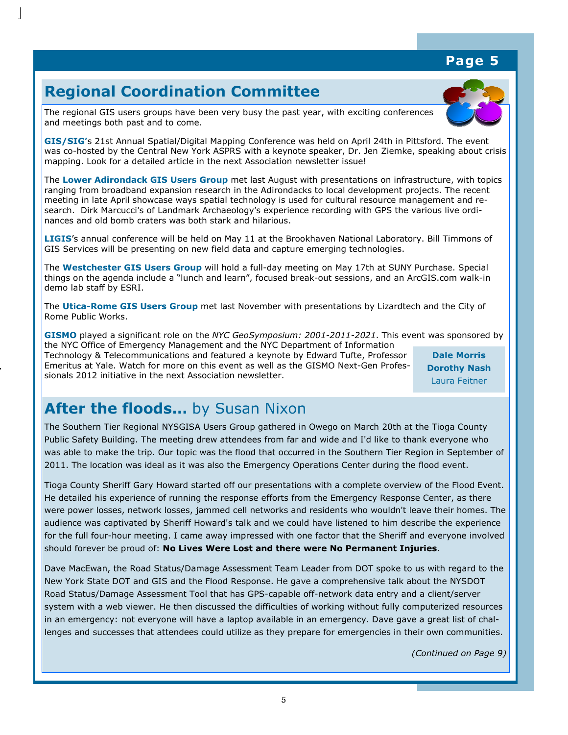## Regional Coordination Committee

The regional GIS users groups have been very busy the past year, with exciting conferences and meetings both past and to come.

**GIS/SIG**'s 21st Annual Spatial/Digital Mapping Conference was held on April 24th in Pittsford. The event was co-hosted by the Central New York ASPRS with a keynote speaker, Dr. Jen Ziemke, speaking about crisis mapping. Look for a detailed article in the next Association newsletter issue!

The **Lower Adirondack GIS Users Group** met last August with presentations on infrastructure, with topics ranging from broadband expansion research in the Adirondacks to local development projects. The recent meeting in late April showcase ways spatial technology is used for cultural resource management and research. Dirk Marcucci's of Landmark Archaeology's experience recording with GPS the various live ordinances and old bomb craters was both stark and hilarious.

**LIGIS**'s annual conference will be held on May 11 at the Brookhaven National Laboratory. Bill Timmons of GIS Services will be presenting on new field data and capture emerging technologies.

The **Westchester GIS Users Group** will hold a full-day meeting on May 17th at SUNY Purchase. Special things on the agenda include a "lunch and learn", focused break-out sessions, and an ArcGIS.com walk-in demo lab staff by ESRI.

The **Utica-Rome GIS Users Group** met last November with presentations by Lizardtech and the City of Rome Public Works.

**GISMO** played a significant role on the *NYC GeoSymposium: 2001-2011-2021*. This event was sponsored by the NYC Office of Emergency Management and the NYC Department of Information Technology & Telecommunications and featured a keynote by Edward Tufte, Professor Emeritus at Yale. Watch for more on this event as well as the GISMO Next-Gen Professionals 2012 initiative in the next Association newsletter.

**Dale Morris**
**Dorothy Nash**
Laura Feitner

## After the floods... by Susan Nixon

The Southern Tier Regional NYSGISA Users Group gathered in Owego on March 20th at the Tioga County Public Safety Building. The meeting drew attendees from far and wide and I'd like to thank everyone who was able to make the trip. Our topic was the flood that occurred in the Southern Tier Region in September of 2011. The location was ideal as it was also the Emergency Operations Center during the flood event.

Tioga County Sheriff Gary Howard started off our presentations with a complete overview of the Flood Event. He detailed his experience of running the response efforts from the Emergency Response Center, as there were power losses, network losses, jammed cell networks and residents who wouldn't leave their homes. The audience was captivated by Sheriff Howard's talk and we could have listened to him describe the experience for the full four-hour meeting. I came away impressed with one factor that the Sheriff and everyone involved should forever be proud of: **No Lives Were Lost and there were No Permanent Injuries**.

Dave MacEwan, the Road Status/Damage Assessment Team Leader from DOT spoke to us with regard to the New York State DOT and GIS and the Flood Response. He gave a comprehensive talk about the NYSDOT Road Status/Damage Assessment Tool that has GPS-capable off-network data entry and a client/server system with a web viewer. He then discussed the difficulties of working without fully computerized resources in an emergency: not everyone will have a laptop available in an emergency. Dave gave a great list of challenges and successes that attendees could utilize as they prepare for emergencies in their own communities.

*(Continued on Page 9)*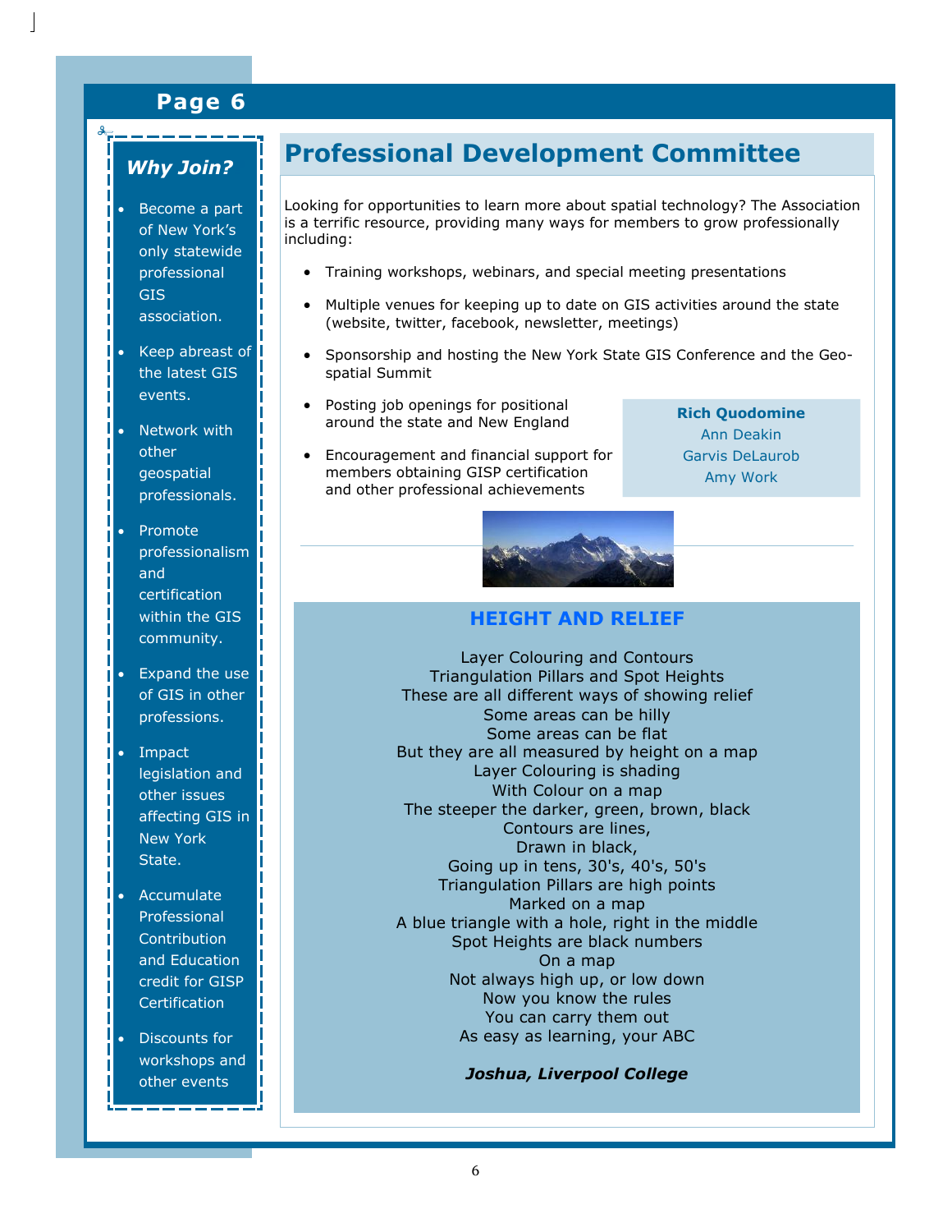## Why Join?

- Become a part of New York's only statewide professional GIS association.
- Keep abreast of the latest GIS events.
- Network with other geospatial professionals.
- Promote professionalism and certification within the GIS community.
- Expand the use of GIS in other professions.
- Impact legislation and other issues affecting GIS in New York State.
- Accumulate Professional Contribution and Education credit for GISP Certification
- Discounts for workshops and other events

# Professional Development Committee

Looking for opportunities to learn more about spatial technology? The Association is a terrific resource, providing many ways for members to grow professionally including:

- Training workshops, webinars, and special meeting presentations
- Multiple venues for keeping up to date on GIS activities around the state (website, twitter, facebook, newsletter, meetings)
- Sponsorship and hosting the New York State GIS Conference and the Geo-spatial Summit
- Posting job openings for positional around the state and New England
- Encouragement and financial support for members obtaining GISP certification and other professional achievements

**Rich Quodomine**
Ann Deakin
Garvis DeLaurob
Amy Work

## HEIGHT AND RELIEF

Layer Colouring and Contours
Triangulation Pillars and Spot Heights
These are all different ways of showing relief
Some areas can be hilly
Some areas can be flat
But they are all measured by height on a map
Layer Colouring is shading
With Colour on a map
The steeper the darker, green, brown, black
Contours are lines,
Drawn in black,
Going up in tens, 30's, 40's, 50's
Triangulation Pillars are high points
Marked on a map
A blue triangle with a hole, right in the middle
Spot Heights are black numbers
On a map
Not always high up, or low down
Now you know the rules
You can carry them out
As easy as learning, your ABC

***Joshua, Liverpool College***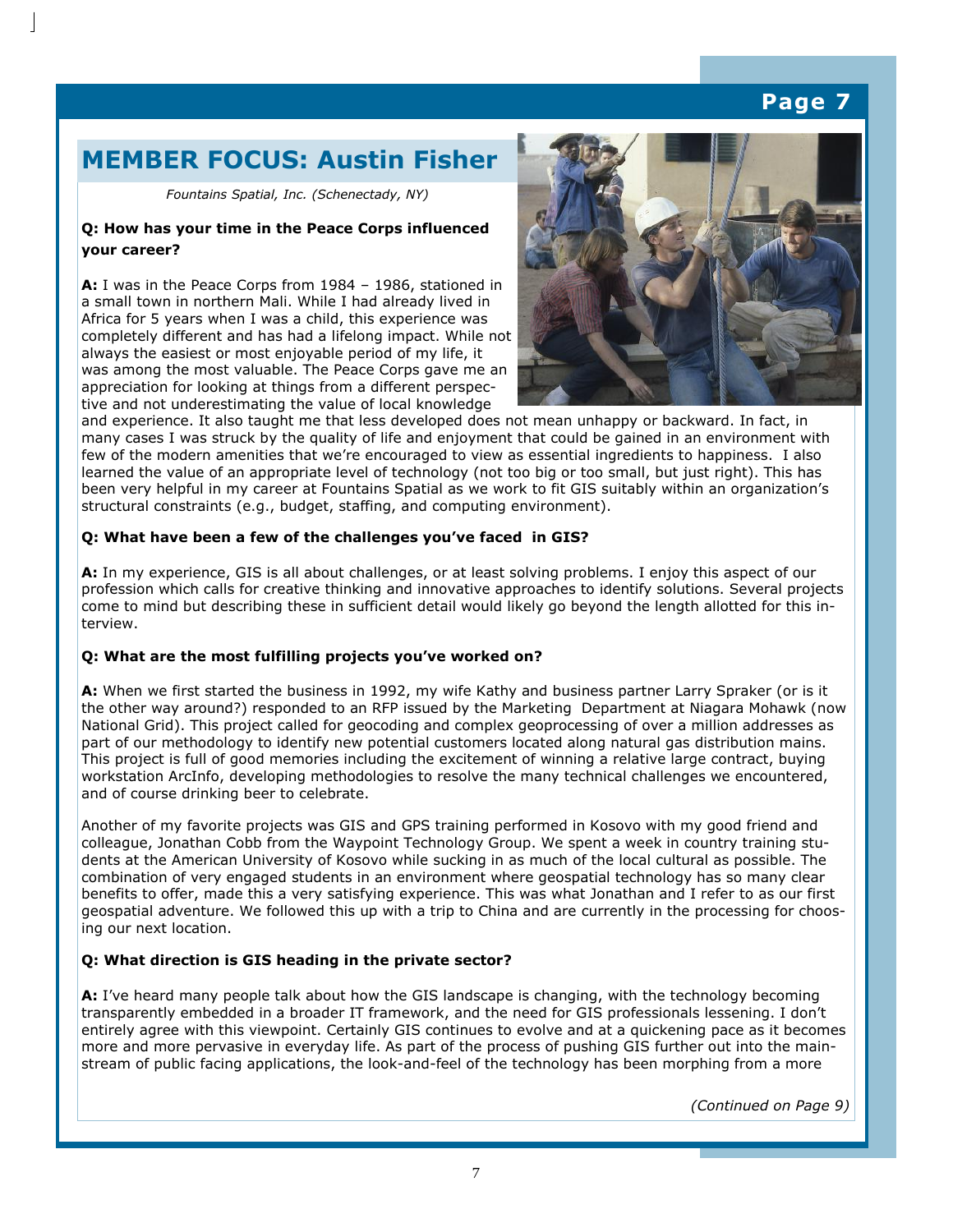# MEMBER FOCUS: Austin Fisher

*Fountains Spatial, Inc. (Schenectady, NY)*

**Q: How has your time in the Peace Corps influenced your career?**

**A:** I was in the Peace Corps from 1984 – 1986, stationed in a small town in northern Mali. While I had already lived in Africa for 5 years when I was a child, this experience was completely different and has had a lifelong impact. While not always the easiest or most enjoyable period of my life, it was among the most valuable. The Peace Corps gave me an appreciation for looking at things from a different perspective and not underestimating the value of local knowledge and experience. It also taught me that less developed does not mean unhappy or backward. In fact, in many cases I was struck by the quality of life and enjoyment that could be gained in an environment with few of the modern amenities that we're encouraged to view as essential ingredients to happiness. I also learned the value of an appropriate level of technology (not too big or too small, but just right). This has been very helpful in my career at Fountains Spatial as we work to fit GIS suitably within an organization's structural constraints (e.g., budget, staffing, and computing environment).

**Q: What have been a few of the challenges you've faced in GIS?**

**A:** In my experience, GIS is all about challenges, or at least solving problems. I enjoy this aspect of our profession which calls for creative thinking and innovative approaches to identify solutions. Several projects come to mind but describing these in sufficient detail would likely go beyond the length allotted for this interview.

**Q: What are the most fulfilling projects you've worked on?**

**A:** When we first started the business in 1992, my wife Kathy and business partner Larry Spraker (or is it the other way around?) responded to an RFP issued by the Marketing Department at Niagara Mohawk (now National Grid). This project called for geocoding and complex geoprocessing of over a million addresses as part of our methodology to identify new potential customers located along natural gas distribution mains. This project is full of good memories including the excitement of winning a relative large contract, buying workstation ArcInfo, developing methodologies to resolve the many technical challenges we encountered, and of course drinking beer to celebrate.

Another of my favorite projects was GIS and GPS training performed in Kosovo with my good friend and colleague, Jonathan Cobb from the Waypoint Technology Group. We spent a week in country training students at the American University of Kosovo while sucking in as much of the local cultural as possible. The combination of very engaged students in an environment where geospatial technology has so many clear benefits to offer, made this a very satisfying experience. This was what Jonathan and I refer to as our first geospatial adventure. We followed this up with a trip to China and are currently in the processing for choosing our next location.

**Q: What direction is GIS heading in the private sector?**

**A:** I've heard many people talk about how the GIS landscape is changing, with the technology becoming transparently embedded in a broader IT framework, and the need for GIS professionals lessening. I don't entirely agree with this viewpoint. Certainly GIS continues to evolve and at a quickening pace as it becomes more and more pervasive in everyday life. As part of the process of pushing GIS further out into the mainstream of public facing applications, the look-and-feel of the technology has been morphing from a more

*(Continued on Page 9)*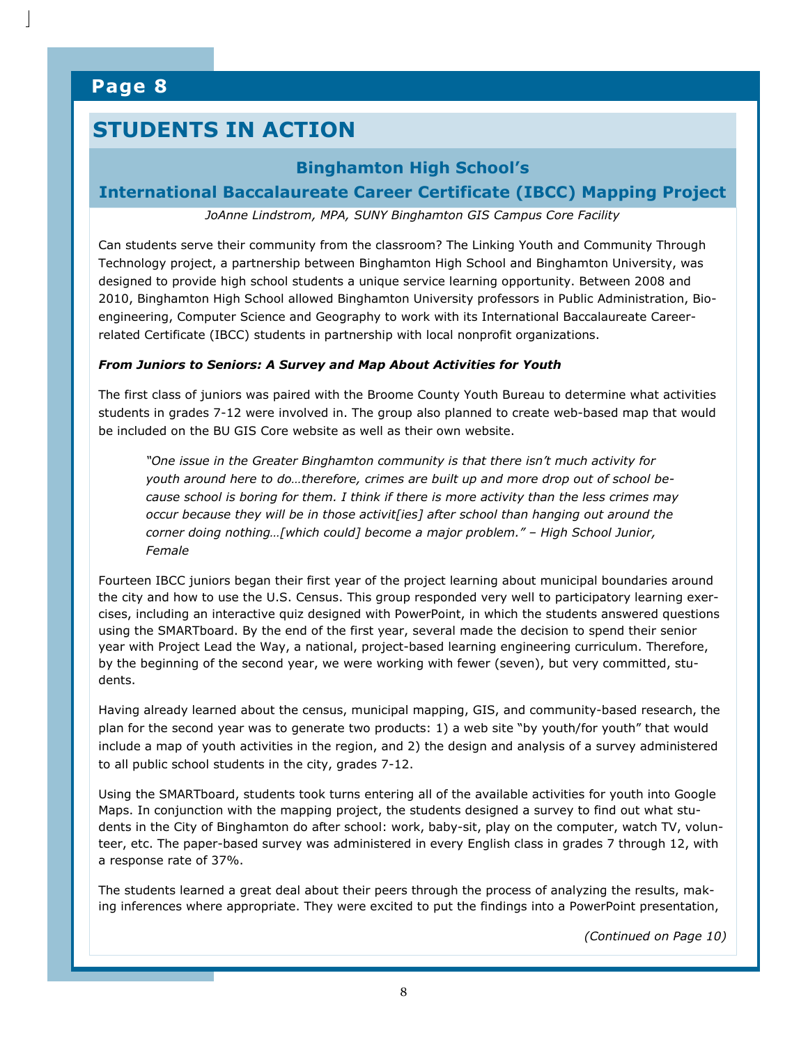## STUDENTS IN ACTION

### Binghamton High School's International Baccalaureate Career Certificate (IBCC) Mapping Project

*JoAnne Lindstrom, MPA, SUNY Binghamton GIS Campus Core Facility*

Can students serve their community from the classroom? The Linking Youth and Community Through Technology project, a partnership between Binghamton High School and Binghamton University, was designed to provide high school students a unique service learning opportunity. Between 2008 and 2010, Binghamton High School allowed Binghamton University professors in Public Administration, Bio-engineering, Computer Science and Geography to work with its International Baccalaureate Career-related Certificate (IBCC) students in partnership with local nonprofit organizations.

***From Juniors to Seniors: A Survey and Map About Activities for Youth***

The first class of juniors was paired with the Broome County Youth Bureau to determine what activities students in grades 7-12 were involved in. The group also planned to create web-based map that would be included on the BU GIS Core website as well as their own website.

> *"One issue in the Greater Binghamton community is that there isn't much activity for youth around here to do…therefore, crimes are built up and more drop out of school because school is boring for them. I think if there is more activity than the less crimes may occur because they will be in those activit[ies] after school than hanging out around the corner doing nothing…[which could] become a major problem." – High School Junior, Female*

Fourteen IBCC juniors began their first year of the project learning about municipal boundaries around the city and how to use the U.S. Census. This group responded very well to participatory learning exercises, including an interactive quiz designed with PowerPoint, in which the students answered questions using the SMARTboard. By the end of the first year, several made the decision to spend their senior year with Project Lead the Way, a national, project-based learning engineering curriculum. Therefore, by the beginning of the second year, we were working with fewer (seven), but very committed, students.

Having already learned about the census, municipal mapping, GIS, and community-based research, the plan for the second year was to generate two products: 1) a web site "by youth/for youth" that would include a map of youth activities in the region, and 2) the design and analysis of a survey administered to all public school students in the city, grades 7-12.

Using the SMARTboard, students took turns entering all of the available activities for youth into Google Maps. In conjunction with the mapping project, the students designed a survey to find out what students in the City of Binghamton do after school: work, baby-sit, play on the computer, watch TV, volunteer, etc. The paper-based survey was administered in every English class in grades 7 through 12, with a response rate of 37%.

The students learned a great deal about their peers through the process of analyzing the results, making inferences where appropriate. They were excited to put the findings into a PowerPoint presentation,

*(Continued on Page 10)*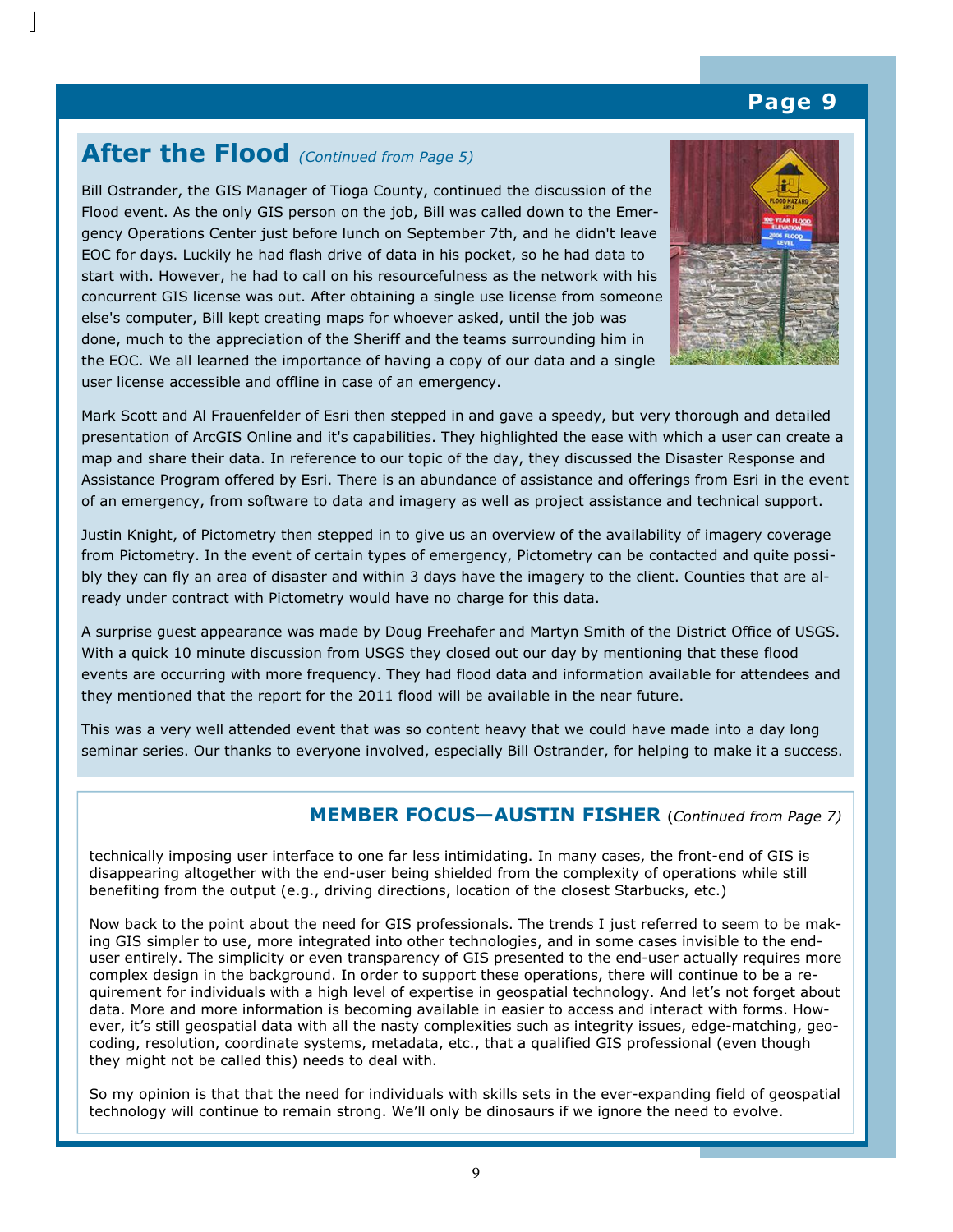## After the Flood *(Continued from Page 5)*

Bill Ostrander, the GIS Manager of Tioga County, continued the discussion of the Flood event. As the only GIS person on the job, Bill was called down to the Emergency Operations Center just before lunch on September 7th, and he didn't leave EOC for days. Luckily he had flash drive of data in his pocket, so he had data to start with. However, he had to call on his resourcefulness as the network with his concurrent GIS license was out. After obtaining a single use license from someone else's computer, Bill kept creating maps for whoever asked, until the job was done, much to the appreciation of the Sheriff and the teams surrounding him in the EOC. We all learned the importance of having a copy of our data and a single user license accessible and offline in case of an emergency.

Mark Scott and Al Frauenfelder of Esri then stepped in and gave a speedy, but very thorough and detailed presentation of ArcGIS Online and it's capabilities. They highlighted the ease with which a user can create a map and share their data. In reference to our topic of the day, they discussed the Disaster Response and Assistance Program offered by Esri. There is an abundance of assistance and offerings from Esri in the event of an emergency, from software to data and imagery as well as project assistance and technical support.

Justin Knight, of Pictometry then stepped in to give us an overview of the availability of imagery coverage from Pictometry. In the event of certain types of emergency, Pictometry can be contacted and quite possibly they can fly an area of disaster and within 3 days have the imagery to the client. Counties that are already under contract with Pictometry would have no charge for this data.

A surprise guest appearance was made by Doug Freehafer and Martyn Smith of the District Office of USGS. With a quick 10 minute discussion from USGS they closed out our day by mentioning that these flood events are occurring with more frequency. They had flood data and information available for attendees and they mentioned that the report for the 2011 flood will be available in the near future.

This was a very well attended event that was so content heavy that we could have made into a day long seminar series. Our thanks to everyone involved, especially Bill Ostrander, for helping to make it a success.

### MEMBER FOCUS—AUSTIN FISHER (*Continued from Page 7)*

technically imposing user interface to one far less intimidating. In many cases, the front-end of GIS is disappearing altogether with the end-user being shielded from the complexity of operations while still benefiting from the output (e.g., driving directions, location of the closest Starbucks, etc.)

Now back to the point about the need for GIS professionals. The trends I just referred to seem to be making GIS simpler to use, more integrated into other technologies, and in some cases invisible to the end-user entirely. The simplicity or even transparency of GIS presented to the end-user actually requires more complex design in the background. In order to support these operations, there will continue to be a requirement for individuals with a high level of expertise in geospatial technology. And let's not forget about data. More and more information is becoming available in easier to access and interact with forms. However, it's still geospatial data with all the nasty complexities such as integrity issues, edge-matching, geocoding, resolution, coordinate systems, metadata, etc., that a qualified GIS professional (even though they might not be called this) needs to deal with.

So my opinion is that that the need for individuals with skills sets in the ever-expanding field of geospatial technology will continue to remain strong. We'll only be dinosaurs if we ignore the need to evolve.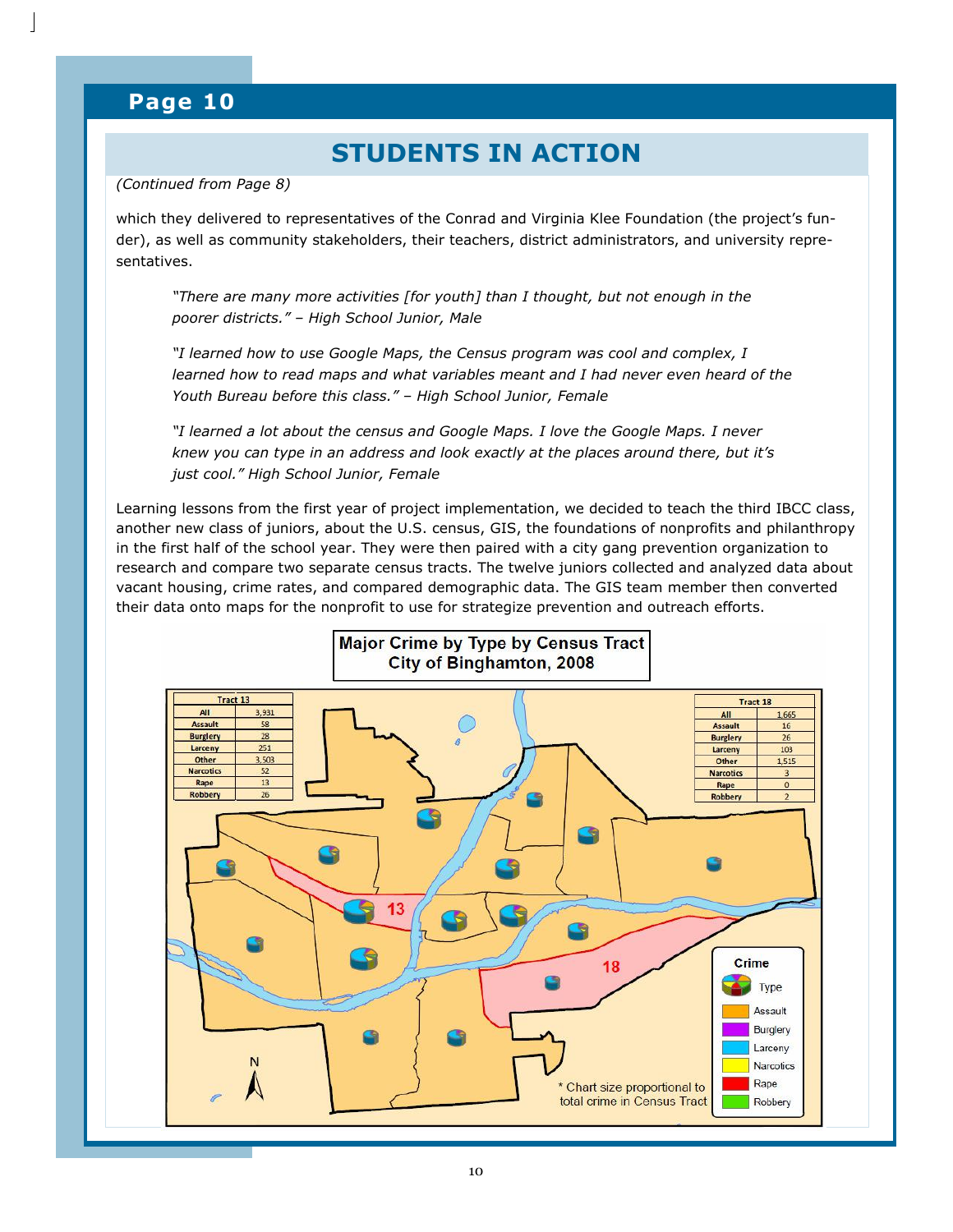## STUDENTS IN ACTION

*(Continued from Page 8)*

which they delivered to representatives of the Conrad and Virginia Klee Foundation (the project's funder), as well as community stakeholders, their teachers, district administrators, and university representatives.

> *"There are many more activities [for youth] than I thought, but not enough in the poorer districts." – High School Junior, Male*
>
> *"I learned how to use Google Maps, the Census program was cool and complex, I learned how to read maps and what variables meant and I had never even heard of the Youth Bureau before this class." – High School Junior, Female*
>
> *"I learned a lot about the census and Google Maps. I love the Google Maps. I never knew you can type in an address and look exactly at the places around there, but it's just cool." High School Junior, Female*

Learning lessons from the first year of project implementation, we decided to teach the third IBCC class, another new class of juniors, about the U.S. census, GIS, the foundations of nonprofits and philanthropy in the first half of the school year. They were then paired with a city gang prevention organization to research and compare two separate census tracts. The twelve juniors collected and analyzed data about vacant housing, crime rates, and compared demographic data. The GIS team member then converted their data onto maps for the nonprofit to use for strategize prevention and outreach efforts.

**Major Crime by Type by Census Tract**
**City of Binghamton, 2008**

| Tract 13 | |
|---|---|
| All | 3,931 |
| Assault | 58 |
| Burglery | 28 |
| Larceny | 251 |
| Other | 3,503 |
| Narcotics | 52 |
| Rape | 13 |
| Robbery | 26 |

| Tract 18 | |
|---|---|
| All | 1,665 |
| Assault | 16 |
| Burglery | 26 |
| Larceny | 103 |
| Other | 1,515 |
| Narcotics | 3 |
| Rape | 0 |
| Robbery | 2 |

13

18

N

Crime

Type

Assault

Burglery

Larceny

Narcotics

Rape

Robbery

\* Chart size proportional to total crime in Census Tract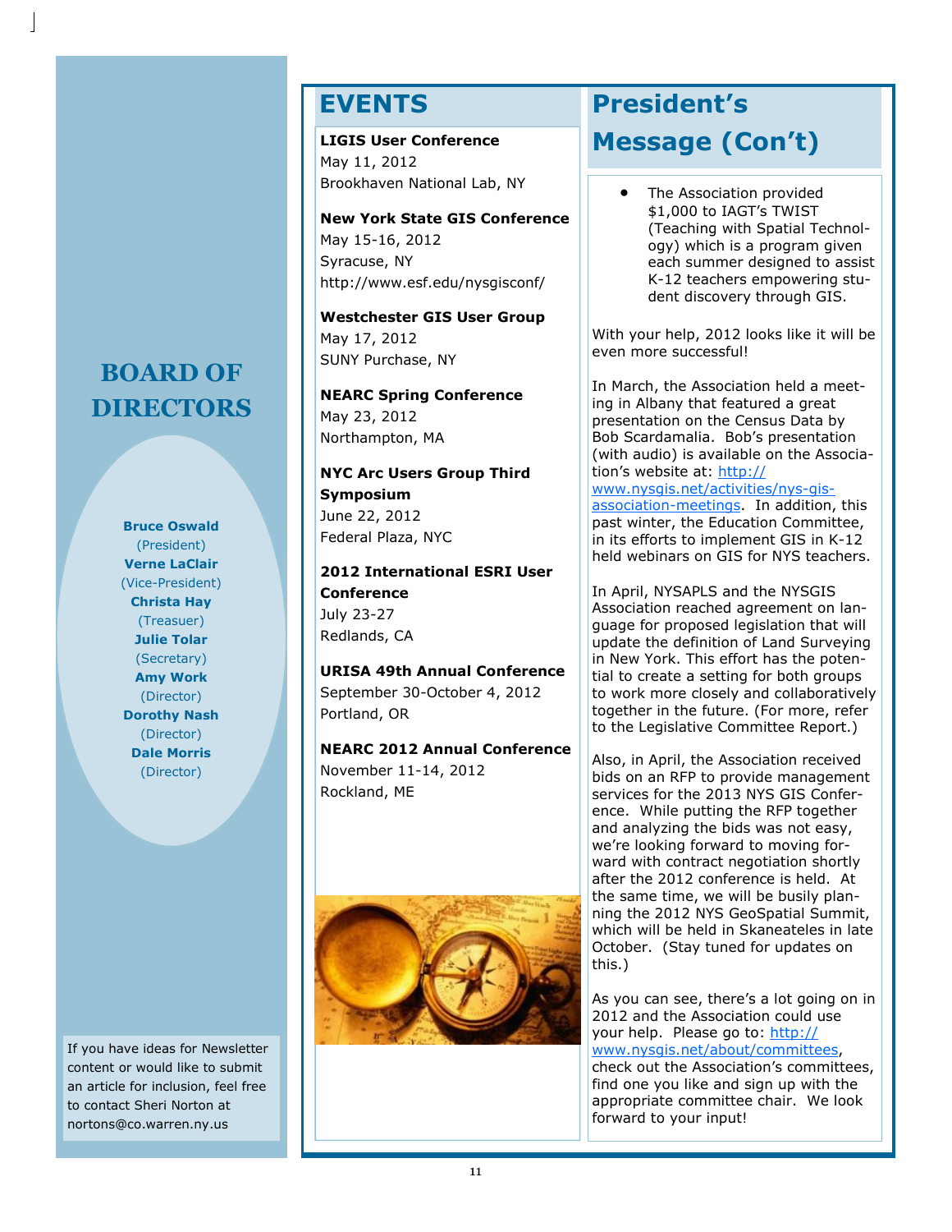## BOARD OF DIRECTORS

**Bruce Oswald** (President)
**Verne LaClair** (Vice-President)
**Christa Hay** (Treasuer)
**Julie Tolar** (Secretary)
**Amy Work** (Director)
**Dorothy Nash** (Director)
**Dale Morris** (Director)

If you have ideas for Newsletter content or would like to submit an article for inclusion, feel free to contact Sheri Norton at nortons@co.warren.ny.us

# EVENTS

**LIGIS User Conference**
May 11, 2012
Brookhaven National Lab, NY

**New York State GIS Conference**
May 15-16, 2012
Syracuse, NY
http://www.esf.edu/nysgisconf/

**Westchester GIS User Group**
May 17, 2012
SUNY Purchase, NY

**NEARC Spring Conference**
May 23, 2012
Northampton, MA

**NYC Arc Users Group Third Symposium**
June 22, 2012
Federal Plaza, NYC

**2012 International ESRI User Conference**
July 23-27
Redlands, CA

**URISA 49th Annual Conference**
September 30-October 4, 2012
Portland, OR

**NEARC 2012 Annual Conference**
November 11-14, 2012
Rockland, ME

# President's Message (Con't)

- The Association provided $1,000 to IAGT's TWIST (Teaching with Spatial Technology) which is a program given each summer designed to assist K-12 teachers empowering student discovery through GIS.

With your help, 2012 looks like it will be even more successful!

In March, the Association held a meeting in Albany that featured a great presentation on the Census Data by Bob Scardamalia. Bob's presentation (with audio) is available on the Association's website at: http://www.nysgis.net/activities/nys-gis-association-meetings. In addition, this past winter, the Education Committee, in its efforts to implement GIS in K-12 held webinars on GIS for NYS teachers.

In April, NYSAPLS and the NYSGIS Association reached agreement on language for proposed legislation that will update the definition of Land Surveying in New York. This effort has the potential to create a setting for both groups to work more closely and collaboratively together in the future. (For more, refer to the Legislative Committee Report.)

Also, in April, the Association received bids on an RFP to provide management services for the 2013 NYS GIS Conference. While putting the RFP together and analyzing the bids was not easy, we're looking forward to moving forward with contract negotiation shortly after the 2012 conference is held. At the same time, we will be busily planning the 2012 NYS GeoSpatial Summit, which will be held in Skaneateles in late October. (Stay tuned for updates on this.)

As you can see, there's a lot going on in 2012 and the Association could use your help. Please go to: http://www.nysgis.net/about/committees, check out the Association's committees, find one you like and sign up with the appropriate committee chair. We look forward to your input!